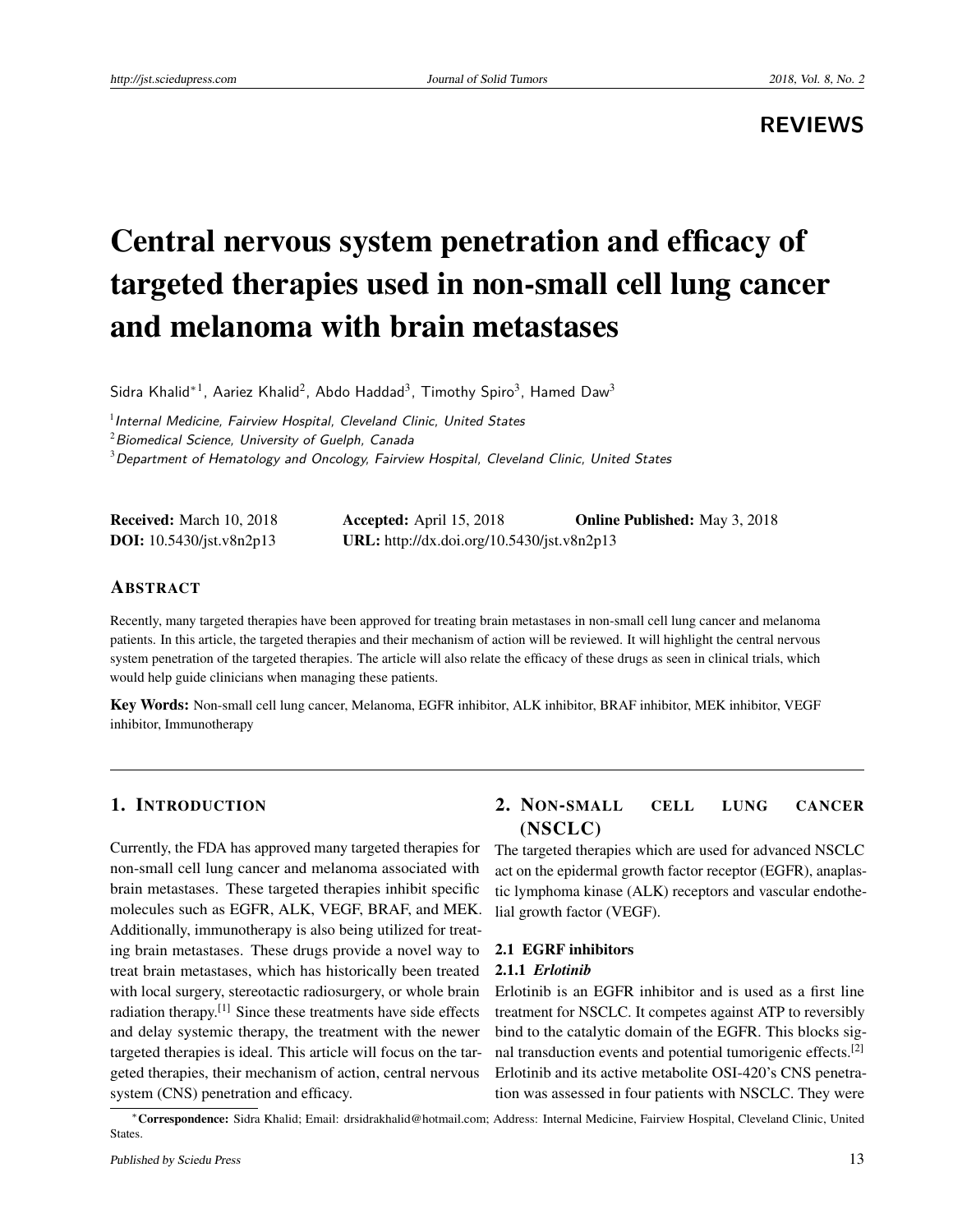REVIEWS

# Central nervous system penetration and efficacy of targeted therapies used in non-small cell lung cancer and melanoma with brain metastases

Sidra Khalid*[1], Aariez Khalid[2], Abdo Haddad[3], Timothy Spiro[3], Hamed Daw[3]

[1] *Internal Medicine, Fairview Hospital, Cleveland Clinic, United States*
[2] *Biomedical Science, University of Guelph, Canada*
[3] *Department of Hematology and Oncology, Fairview Hospital, Cleveland Clinic, United States*

**Received:** March 10, 2018 **Accepted:** April 15, 2018 **Online Published:** May 3, 2018
**DOI:** 10.5430/jst.v8n2p13 **URL:** http://dx.doi.org/10.5430/jst.v8n2p13

## ABSTRACT

Recently, many targeted therapies have been approved for treating brain metastases in non-small cell lung cancer and melanoma patients. In this article, the targeted therapies and their mechanism of action will be reviewed. It will highlight the central nervous system penetration of the targeted therapies. The article will also relate the efficacy of these drugs as seen in clinical trials, which would help guide clinicians when managing these patients.

**Key Words:** Non-small cell lung cancer, Melanoma, EGFR inhibitor, ALK inhibitor, BRAF inhibitor, MEK inhibitor, VEGF inhibitor, Immunotherapy

## 1. INTRODUCTION

Currently, the FDA has approved many targeted therapies for non-small cell lung cancer and melanoma associated with brain metastases. These targeted therapies inhibit specific molecules such as EGFR, ALK, VEGF, BRAF, and MEK. Additionally, immunotherapy is also being utilized for treating brain metastases. These drugs provide a novel way to treat brain metastases, which has historically been treated with local surgery, stereotactic radiosurgery, or whole brain radiation therapy.[1] Since these treatments have side effects and delay systemic therapy, the treatment with the newer targeted therapies is ideal. This article will focus on the targeted therapies, their mechanism of action, central nervous system (CNS) penetration and efficacy.

## 2. NON-SMALL CELL LUNG CANCER (NSCLC)

The targeted therapies which are used for advanced NSCLC act on the epidermal growth factor receptor (EGFR), anaplastic lymphoma kinase (ALK) receptors and vascular endothelial growth factor (VEGF).

### 2.1 EGFR inhibitors

#### 2.1.1 *Erlotinib*

Erlotinib is an EGFR inhibitor and is used as a first line treatment for NSCLC. It competes against ATP to reversibly bind to the catalytic domain of the EGFR. This blocks signal transduction events and potential tumorigenic effects.[2] Erlotinib and its active metabolite OSI-420's CNS penetration was assessed in four patients with NSCLC. They were

*Correspondence: Sidra Khalid; Email: drsidrakhalid@hotmail.com; Address: Internal Medicine, Fairview Hospital, Cleveland Clinic, United States.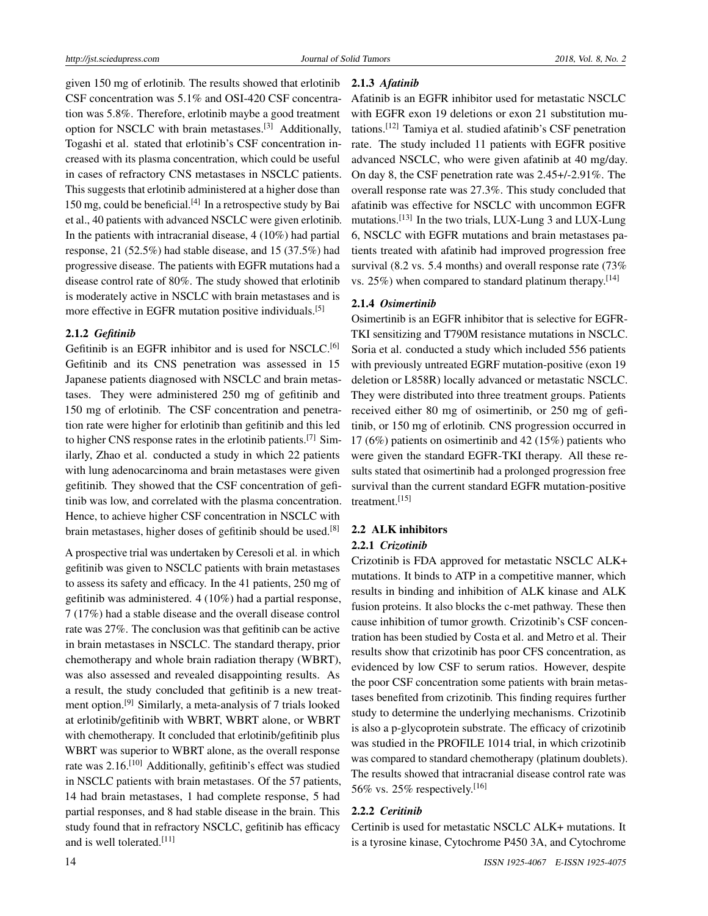given 150 mg of erlotinib. The results showed that erlotinib CSF concentration was 5.1% and OSI-420 CSF concentration was 5.8%. Therefore, erlotinib maybe a good treatment option for NSCLC with brain metastases.[3] Additionally, Togashi et al. stated that erlotinib's CSF concentration increased with its plasma concentration, which could be useful in cases of refractory CNS metastases in NSCLC patients. This suggests that erlotinib administered at a higher dose than 150 mg, could be beneficial.[4] In a retrospective study by Bai et al., 40 patients with advanced NSCLC were given erlotinib. In the patients with intracranial disease, 4 (10%) had partial response, 21 (52.5%) had stable disease, and 15 (37.5%) had progressive disease. The patients with EGFR mutations had a disease control rate of 80%. The study showed that erlotinib is moderately active in NSCLC with brain metastases and is more effective in EGFR mutation positive individuals.[5]

#### 2.1.2 *Gefitinib*

Gefitinib is an EGFR inhibitor and is used for NSCLC.[6] Gefitinib and its CNS penetration was assessed in 15 Japanese patients diagnosed with NSCLC and brain metastases. They were administered 250 mg of gefitinib and 150 mg of erlotinib. The CSF concentration and penetration rate were higher for erlotinib than gefitinib and this led to higher CNS response rates in the erlotinib patients.[7] Similarly, Zhao et al. conducted a study in which 22 patients with lung adenocarcinoma and brain metastases were given gefitinib. They showed that the CSF concentration of gefitinib was low, and correlated with the plasma concentration. Hence, to achieve higher CSF concentration in NSCLC with brain metastases, higher doses of gefitinib should be used.[8]

A prospective trial was undertaken by Ceresoli et al. in which gefitinib was given to NSCLC patients with brain metastases to assess its safety and efficacy. In the 41 patients, 250 mg of gefitinib was administered. 4 (10%) had a partial response, 7 (17%) had a stable disease and the overall disease control rate was 27%. The conclusion was that gefitinib can be active in brain metastases in NSCLC. The standard therapy, prior chemotherapy and whole brain radiation therapy (WBRT), was also assessed and revealed disappointing results. As a result, the study concluded that gefitinib is a new treatment option.[9] Similarly, a meta-analysis of 7 trials looked at erlotinib/gefitinib with WBRT, WBRT alone, or WBRT with chemotherapy. It concluded that erlotinib/gefitinib plus WBRT was superior to WBRT alone, as the overall response rate was 2.16.[10] Additionally, gefitinib's effect was studied in NSCLC patients with brain metastases. Of the 57 patients, 14 had brain metastases, 1 had complete response, 5 had partial responses, and 8 had stable disease in the brain. This study found that in refractory NSCLC, gefitinib has efficacy and is well tolerated.[11]

#### 2.1.3 *Afatinib*

Afatinib is an EGFR inhibitor used for metastatic NSCLC with EGFR exon 19 deletions or exon 21 substitution mutations.[12] Tamiya et al. studied afatinib's CSF penetration rate. The study included 11 patients with EGFR positive advanced NSCLC, who were given afatinib at 40 mg/day. On day 8, the CSF penetration rate was 2.45+/-2.91%. The overall response rate was 27.3%. This study concluded that afatinib was effective for NSCLC with uncommon EGFR mutations.[13] In the two trials, LUX-Lung 3 and LUX-Lung 6, NSCLC with EGFR mutations and brain metastases patients treated with afatinib had improved progression free survival (8.2 vs. 5.4 months) and overall response rate (73% vs. 25%) when compared to standard platinum therapy.[14]

#### 2.1.4 *Osimertinib*

Osimertinib is an EGFR inhibitor that is selective for EGFR-TKI sensitizing and T790M resistance mutations in NSCLC. Soria et al. conducted a study which included 556 patients with previously untreated EGRF mutation-positive (exon 19 deletion or L858R) locally advanced or metastatic NSCLC. They were distributed into three treatment groups. Patients received either 80 mg of osimertinib, or 250 mg of gefitinib, or 150 mg of erlotinib. CNS progression occurred in 17 (6%) patients on osimertinib and 42 (15%) patients who were given the standard EGFR-TKI therapy. All these results stated that osimertinib had a prolonged progression free survival than the current standard EGFR mutation-positive treatment.[15]

### 2.2 ALK inhibitors

#### 2.2.1 *Crizotinib*

Crizotinib is FDA approved for metastatic NSCLC ALK+ mutations. It binds to ATP in a competitive manner, which results in binding and inhibition of ALK kinase and ALK fusion proteins. It also blocks the c-met pathway. These then cause inhibition of tumor growth. Crizotinib's CSF concentration has been studied by Costa et al. and Metro et al. Their results show that crizotinib has poor CFS concentration, as evidenced by low CSF to serum ratios. However, despite the poor CSF concentration some patients with brain metastases benefited from crizotinib. This finding requires further study to determine the underlying mechanisms. Crizotinib is also a p-glycoprotein substrate. The efficacy of crizotinib was studied in the PROFILE 1014 trial, in which crizotinib was compared to standard chemotherapy (platinum doublets). The results showed that intracranial disease control rate was 56% vs. 25% respectively.[16]

#### 2.2.2 *Ceritinib*

Certinib is used for metastatic NSCLC ALK+ mutations. It is a tyrosine kinase, Cytochrome P450 3A, and Cytochrome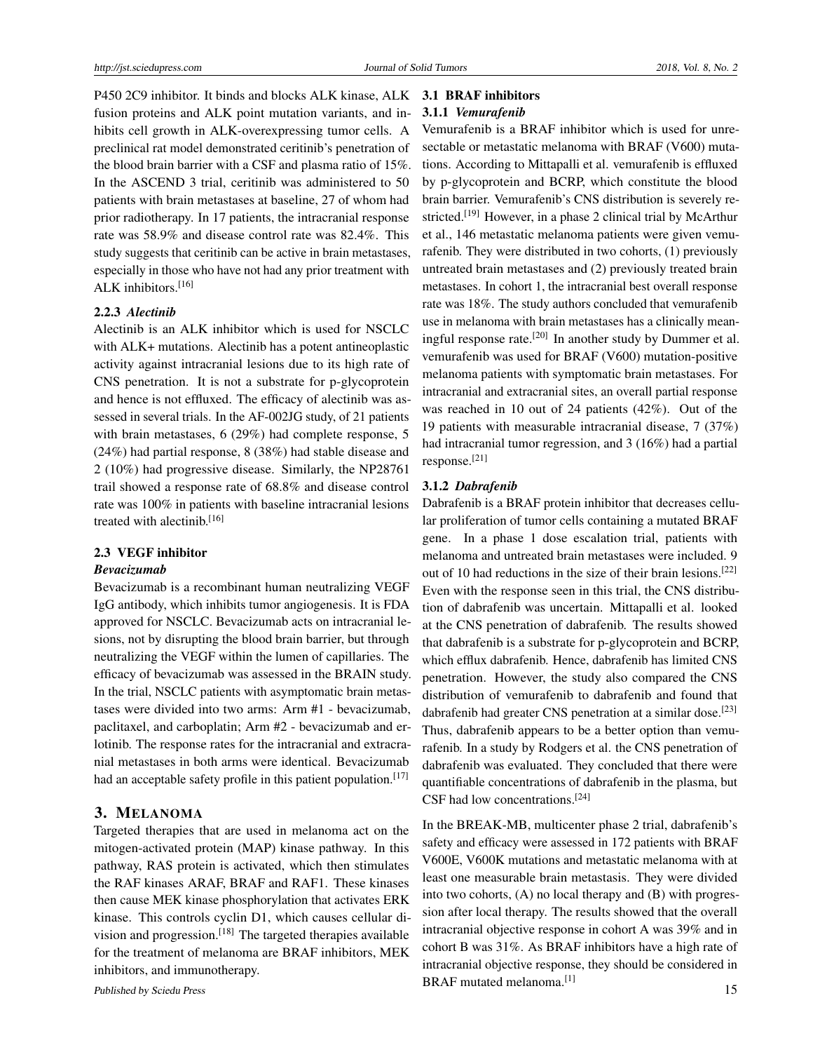P450 2C9 inhibitor. It binds and blocks ALK kinase, ALK fusion proteins and ALK point mutation variants, and inhibits cell growth in ALK-overexpressing tumor cells. A preclinical rat model demonstrated ceritinib's penetration of the blood brain barrier with a CSF and plasma ratio of 15%. In the ASCEND 3 trial, ceritinib was administered to 50 patients with brain metastases at baseline, 27 of whom had prior radiotherapy. In 17 patients, the intracranial response rate was 58.9% and disease control rate was 82.4%. This study suggests that ceritinib can be active in brain metastases, especially in those who have not had any prior treatment with ALK inhibitors.[16]

#### 2.2.3 *Alectinib*

Alectinib is an ALK inhibitor which is used for NSCLC with ALK+ mutations. Alectinib has a potent antineoplastic activity against intracranial lesions due to its high rate of CNS penetration. It is not a substrate for p-glycoprotein and hence is not effluxed. The efficacy of alectinib was assessed in several trials. In the AF-002JG study, of 21 patients with brain metastases, 6 (29%) had complete response, 5 (24%) had partial response, 8 (38%) had stable disease and 2 (10%) had progressive disease. Similarly, the NP28761 trail showed a response rate of 68.8% and disease control rate was 100% in patients with baseline intracranial lesions treated with alectinib.[16]

### 2.3 VEGF inhibitor

***Bevacizumab***

Bevacizumab is a recombinant human neutralizing VEGF IgG antibody, which inhibits tumor angiogenesis. It is FDA approved for NSCLC. Bevacizumab acts on intracranial lesions, not by disrupting the blood brain barrier, but through neutralizing the VEGF within the lumen of capillaries. The efficacy of bevacizumab was assessed in the BRAIN study. In the trial, NSCLC patients with asymptomatic brain metastases were divided into two arms: Arm #1 - bevacizumab, paclitaxel, and carboplatin; Arm #2 - bevacizumab and erlotinib. The response rates for the intracranial and extracranial metastases in both arms were identical. Bevacizumab had an acceptable safety profile in this patient population.[17]

## 3. Melanoma

Targeted therapies that are used in melanoma act on the mitogen-activated protein (MAP) kinase pathway. In this pathway, RAS protein is activated, which then stimulates the RAF kinases ARAF, BRAF and RAF1. These kinases then cause MEK kinase phosphorylation that activates ERK kinase. This controls cyclin D1, which causes cellular division and progression.[18] The targeted therapies available for the treatment of melanoma are BRAF inhibitors, MEK inhibitors, and immunotherapy.

### 3.1 BRAF inhibitors

#### 3.1.1 *Vemurafenib*

Vemurafenib is a BRAF inhibitor which is used for unresectable or metastatic melanoma with BRAF (V600) mutations. According to Mittapalli et al. vemurafenib is effluxed by p-glycoprotein and BCRP, which constitute the blood brain barrier. Vemurafenib's CNS distribution is severely restricted.[19] However, in a phase 2 clinical trial by McArthur et al., 146 metastatic melanoma patients were given vemurafenib. They were distributed in two cohorts, (1) previously untreated brain metastases and (2) previously treated brain metastases. In cohort 1, the intracranial best overall response rate was 18%. The study authors concluded that vemurafenib use in melanoma with brain metastases has a clinically meaningful response rate.[20] In another study by Dummer et al. vemurafenib was used for BRAF (V600) mutation-positive melanoma patients with symptomatic brain metastases. For intracranial and extracranial sites, an overall partial response was reached in 10 out of 24 patients (42%). Out of the 19 patients with measurable intracranial disease, 7 (37%) had intracranial tumor regression, and 3 (16%) had a partial response.[21]

#### 3.1.2 *Dabrafenib*

Dabrafenib is a BRAF protein inhibitor that decreases cellular proliferation of tumor cells containing a mutated BRAF gene. In a phase 1 dose escalation trial, patients with melanoma and untreated brain metastases were included. 9 out of 10 had reductions in the size of their brain lesions.[22] Even with the response seen in this trial, the CNS distribution of dabrafenib was uncertain. Mittapalli et al. looked at the CNS penetration of dabrafenib. The results showed that dabrafenib is a substrate for p-glycoprotein and BCRP, which efflux dabrafenib. Hence, dabrafenib has limited CNS penetration. However, the study also compared the CNS distribution of vemurafenib to dabrafenib and found that dabrafenib had greater CNS penetration at a similar dose.[23] Thus, dabrafenib appears to be a better option than vemurafenib. In a study by Rodgers et al. the CNS penetration of dabrafenib was evaluated. They concluded that there were quantifiable concentrations of dabrafenib in the plasma, but CSF had low concentrations.[24]

In the BREAK-MB, multicenter phase 2 trial, dabrafenib's safety and efficacy were assessed in 172 patients with BRAF V600E, V600K mutations and metastatic melanoma with at least one measurable brain metastasis. They were divided into two cohorts, (A) no local therapy and (B) with progression after local therapy. The results showed that the overall intracranial objective response in cohort A was 39% and in cohort B was 31%. As BRAF inhibitors have a high rate of intracranial objective response, they should be considered in BRAF mutated melanoma.[1]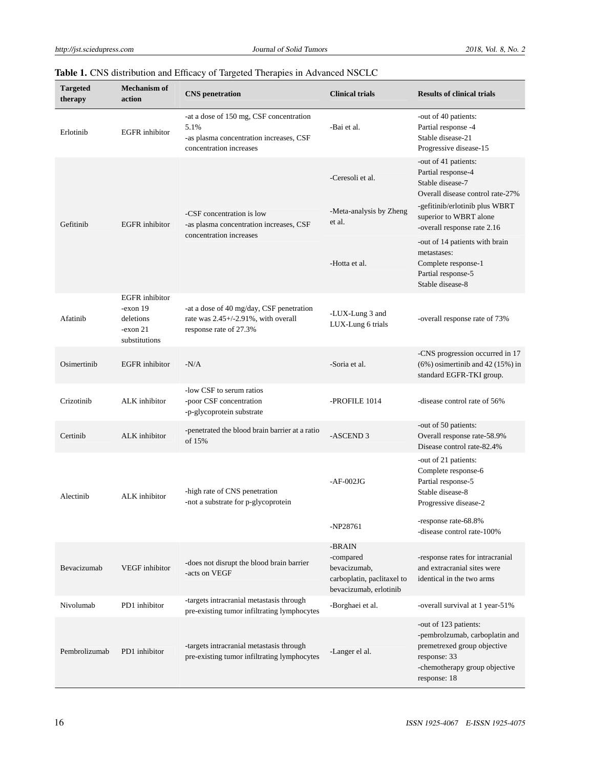**Table 1.** CNS distribution and Efficacy of Targeted Therapies in Advanced NSCLC

| Targeted therapy | Mechanism of action | CNS penetration | Clinical trials | Results of clinical trials |
|---|---|---|---|---|
| Erlotinib | EGFR inhibitor | -at a dose of 150 mg, CSF concentration 5.1%<br>-as plasma concentration increases, CSF concentration increases | -Bai et al. | -out of 40 patients:<br>Partial response -4<br>Stable disease-21<br>Progressive disease-15 |
| Gefitinib | EGFR inhibitor | -CSF concentration is low<br>-as plasma concentration increases, CSF concentration increases | -Ceresoli et al. | -out of 41 patients:<br>Partial response-4<br>Stable disease-7<br>Overall disease control rate-27% |
| | | | -Meta-analysis by Zheng et al. | -gefitinib/erlotinib plus WBRT superior to WBRT alone<br>-overall response rate 2.16 |
| | | | -Hotta et al. | -out of 14 patients with brain metastases:<br>Complete response-1<br>Partial response-5<br>Stable disease-8 |
| Afatinib | EGFR inhibitor<br>-exon 19 deletions<br>-exon 21 substitutions | -at a dose of 40 mg/day, CSF penetration rate was 2.45+/-2.91%, with overall response rate of 27.3% | -LUX-Lung 3 and LUX-Lung 6 trials | -overall response rate of 73% |
| Osimertinib | EGFR inhibitor | -N/A | -Soria et al. | -CNS progression occurred in 17 (6%) osimertinib and 42 (15%) in standard EGFR-TKI group. |
| Crizotinib | ALK inhibitor | -low CSF to serum ratios<br>-poor CSF concentration<br>-p-glycoprotein substrate | -PROFILE 1014 | -disease control rate of 56% |
| Certinib | ALK inhibitor | -penetrated the blood brain barrier at a ratio of 15% | -ASCEND 3 | -out of 50 patients:<br>Overall response rate-58.9%<br>Disease control rate-82.4% |
| Alectinib | ALK inhibitor | -high rate of CNS penetration<br>-not a substrate for p-glycoprotein | -AF-002JG | -out of 21 patients:<br>Complete response-6<br>Partial response-5<br>Stable disease-8<br>Progressive disease-2 |
| | | | -NP28761 | -response rate-68.8%<br>-disease control rate-100% |
| Bevacizumab | VEGF inhibitor | -does not disrupt the blood brain barrier<br>-acts on VEGF | -BRAIN<br>-compared bevacizumab, carboplatin, paclitaxel to bevacizumab, erlotinib | -response rates for intracranial and extracranial sites were identical in the two arms |
| Nivolumab | PD1 inhibitor | -targets intracranial metastasis through pre-existing tumor infiltrating lymphocytes | -Borghaei et al. | -overall survival at 1 year-51% |
| Pembrolizumab | PD1 inhibitor | -targets intracranial metastasis through pre-existing tumor infiltrating lymphocytes | -Langer el al. | -out of 123 patients:<br>-pembrolzumab, carboplatin and premetrexed group objective response: 33<br>-chemotherapy group objective response: 18 |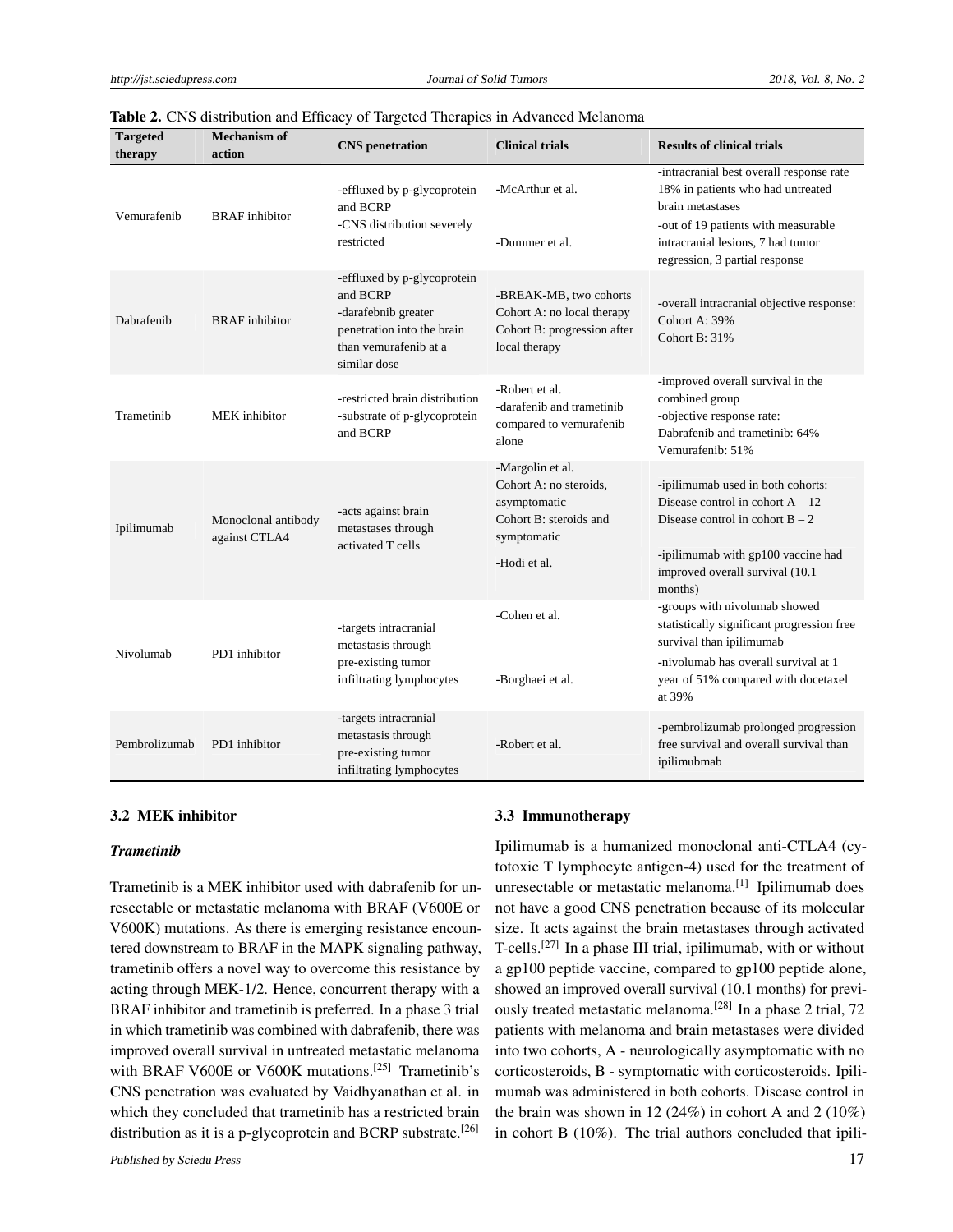**Table 2.** CNS distribution and Efficacy of Targeted Therapies in Advanced Melanoma

| Targeted therapy | Mechanism of action | CNS penetration | Clinical trials | Results of clinical trials |
|---|---|---|---|---|
| Vemurafenib | BRAF inhibitor | -effluxed by p-glycoprotein and BCRP<br>-CNS distribution severely restricted | -McArthur et al.<br><br>-Dummer et al. | -intracranial best overall response rate 18% in patients who had untreated brain metastases<br>-out of 19 patients with measurable intracranial lesions, 7 had tumor regression, 3 partial response |
| Dabrafenib | BRAF inhibitor | -effluxed by p-glycoprotein and BCRP<br>-darafebnib greater penetration into the brain than vemurafenib at a similar dose | -BREAK-MB, two cohorts<br>Cohort A: no local therapy<br>Cohort B: progression after local therapy | -overall intracranial objective response:<br>Cohort A: 39%<br>Cohort B: 31% |
| Trametinib | MEK inhibitor | -restricted brain distribution<br>-substrate of p-glycoprotein and BCRP | -Robert et al.<br>-darafenib and trametinib compared to vemurafenib alone | -improved overall survival in the combined group<br>-objective response rate:<br>Dabrafenib and trametinib: 64%<br>Vemurafenib: 51% |
| Ipilimumab | Monoclonal antibody against CTLA4 | -acts against brain metastases through activated T cells | -Margolin et al.<br>Cohort A: no steroids, asymptomatic<br>Cohort B: steroids and symptomatic<br>-Hodi et al. | -ipilimumab used in both cohorts:<br>Disease control in cohort A – 12<br>Disease control in cohort B – 2<br><br>-ipilimumab with gp100 vaccine had improved overall survival (10.1 months) |
| Nivolumab | PD1 inhibitor | -targets intracranial metastasis through pre-existing tumor infiltrating lymphocytes | -Cohen et al.<br><br>-Borghaei et al. | -groups with nivolumab showed statistically significant progression free survival than ipilimumab<br>-nivolumab has overall survival at 1 year of 51% compared with docetaxel at 39% |
| Pembrolizumab | PD1 inhibitor | -targets intracranial metastasis through pre-existing tumor infiltrating lymphocytes | -Robert et al. | -pembrolizumab prolonged progression free survival and overall survival than ipilimubmab |

### 3.2 MEK inhibitor

***Trametinib***

Trametinib is a MEK inhibitor used with dabrafenib for unresectable or metastatic melanoma with BRAF (V600E or V600K) mutations. As there is emerging resistance encountered downstream to BRAF in the MAPK signaling pathway, trametinib offers a novel way to overcome this resistance by acting through MEK-1/2. Hence, concurrent therapy with a BRAF inhibitor and trametinib is preferred. In a phase 3 trial in which trametinib was combined with dabrafenib, there was improved overall survival in untreated metastatic melanoma with BRAF V600E or V600K mutations.[25] Trametinib's CNS penetration was evaluated by Vaidhyanathan et al. in which they concluded that trametinib has a restricted brain distribution as it is a p-glycoprotein and BCRP substrate.[26]

### 3.3 Immunotherapy

Ipilimumab is a humanized monoclonal anti-CTLA4 (cytotoxic T lymphocyte antigen-4) used for the treatment of unresectable or metastatic melanoma.[1] Ipilimumab does not have a good CNS penetration because of its molecular size. It acts against the brain metastases through activated T-cells.[27] In a phase III trial, ipilimumab, with or without a gp100 peptide vaccine, compared to gp100 peptide alone, showed an improved overall survival (10.1 months) for previously treated metastatic melanoma.[28] In a phase 2 trial, 72 patients with melanoma and brain metastases were divided into two cohorts, A - neurologically asymptomatic with no corticosteroids, B - symptomatic with corticosteroids. Ipilimumab was administered in both cohorts. Disease control in the brain was shown in 12 (24%) in cohort A and 2 (10%) in cohort B (10%). The trial authors concluded that ipili-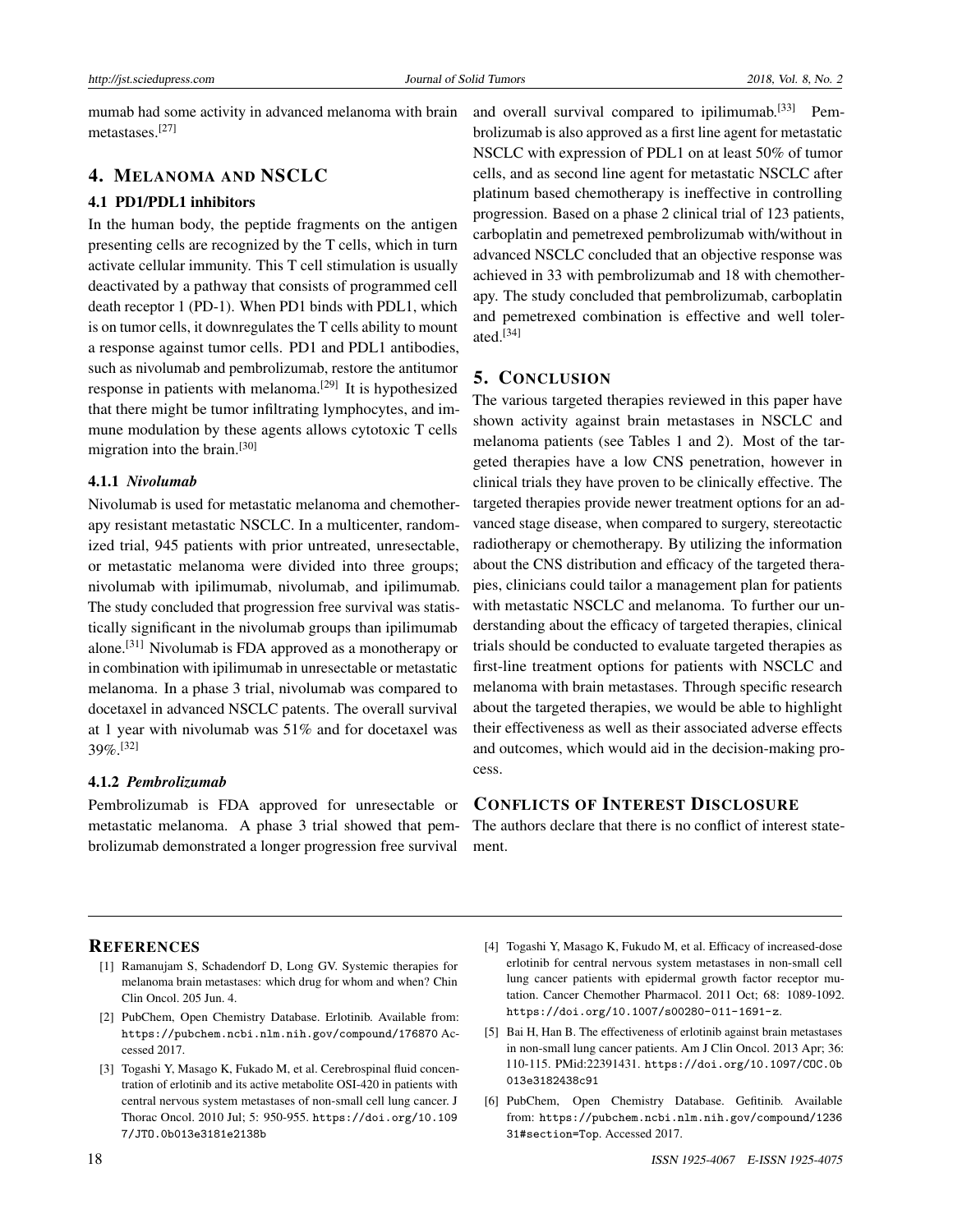mumab had some activity in advanced melanoma with brain metastases.[27]

## 4. MELANOMA AND NSCLC

### 4.1 PD1/PDL1 inhibitors

In the human body, the peptide fragments on the antigen presenting cells are recognized by the T cells, which in turn activate cellular immunity. This T cell stimulation is usually deactivated by a pathway that consists of programmed cell death receptor 1 (PD-1). When PD1 binds with PDL1, which is on tumor cells, it downregulates the T cells ability to mount a response against tumor cells. PD1 and PDL1 antibodies, such as nivolumab and pembrolizumab, restore the antitumor response in patients with melanoma.[29] It is hypothesized that there might be tumor infiltrating lymphocytes, and immune modulation by these agents allows cytotoxic T cells migration into the brain.[30]

#### 4.1.1 *Nivolumab*

Nivolumab is used for metastatic melanoma and chemotherapy resistant metastatic NSCLC. In a multicenter, randomized trial, 945 patients with prior untreated, unresectable, or metastatic melanoma were divided into three groups; nivolumab with ipilimumab, nivolumab, and ipilimumab. The study concluded that progression free survival was statistically significant in the nivolumab groups than ipilimumab alone.[31] Nivolumab is FDA approved as a monotherapy or in combination with ipilimumab in unresectable or metastatic melanoma. In a phase 3 trial, nivolumab was compared to docetaxel in advanced NSCLC patents. The overall survival at 1 year with nivolumab was 51% and for docetaxel was 39%.[32]

#### 4.1.2 *Pembrolizumab*

Pembrolizumab is FDA approved for unresectable or metastatic melanoma. A phase 3 trial showed that pembrolizumab demonstrated a longer progression free survival and overall survival compared to ipilimumab.[33] Pembrolizumab is also approved as a first line agent for metastatic NSCLC with expression of PDL1 on at least 50% of tumor cells, and as second line agent for metastatic NSCLC after platinum based chemotherapy is ineffective in controlling progression. Based on a phase 2 clinical trial of 123 patients, carboplatin and pemetrexed pembrolizumab with/without in advanced NSCLC concluded that an objective response was achieved in 33 with pembrolizumab and 18 with chemotherapy. The study concluded that pembrolizumab, carboplatin and pemetrexed combination is effective and well tolerated.[34]

## 5. CONCLUSION

The various targeted therapies reviewed in this paper have shown activity against brain metastases in NSCLC and melanoma patients (see Tables 1 and 2). Most of the targeted therapies have a low CNS penetration, however in clinical trials they have proven to be clinically effective. The targeted therapies provide newer treatment options for an advanced stage disease, when compared to surgery, stereotactic radiotherapy or chemotherapy. By utilizing the information about the CNS distribution and efficacy of the targeted therapies, clinicians could tailor a management plan for patients with metastatic NSCLC and melanoma. To further our understanding about the efficacy of targeted therapies, clinical trials should be conducted to evaluate targeted therapies as first-line treatment options for patients with NSCLC and melanoma with brain metastases. Through specific research about the targeted therapies, we would be able to highlight their effectiveness as well as their associated adverse effects and outcomes, which would aid in the decision-making process.

## CONFLICTS OF INTEREST DISCLOSURE

The authors declare that there is no conflict of interest statement.

## REFERENCES

[1] Ramanujam S, Schadendorf D, Long GV. Systemic therapies for melanoma brain metastases: which drug for whom and when? Chin Clin Oncol. 205 Jun. 4.

[2] PubChem, Open Chemistry Database. Erlotinib. Available from: https://pubchem.ncbi.nlm.nih.gov/compound/176870 Accessed 2017.

[3] Togashi Y, Masago K, Fukado M, et al. Cerebrospinal fluid concentration of erlotinib and its active metabolite OSI-420 in patients with central nervous system metastases of non-small cell lung cancer. J Thorac Oncol. 2010 Jul; 5: 950-955. https://doi.org/10.1097/JTO.0b013e3181e2138b

[4] Togashi Y, Masago K, Fukudo M, et al. Efficacy of increased-dose erlotinib for central nervous system metastases in non-small cell lung cancer patients with epidermal growth factor receptor mutation. Cancer Chemother Pharmacol. 2011 Oct; 68: 1089-1092. https://doi.org/10.1007/s00280-011-1691-z.

[5] Bai H, Han B. The effectiveness of erlotinib against brain metastases in non-small lung cancer patients. Am J Clin Oncol. 2013 Apr; 36: 110-115. PMid:22391431. https://doi.org/10.1097/COC.0b013e3182438c91

[6] PubChem, Open Chemistry Database. Gefitinib. Available from: https://pubchem.ncbi.nlm.nih.gov/compound/123631#section=Top. Accessed 2017.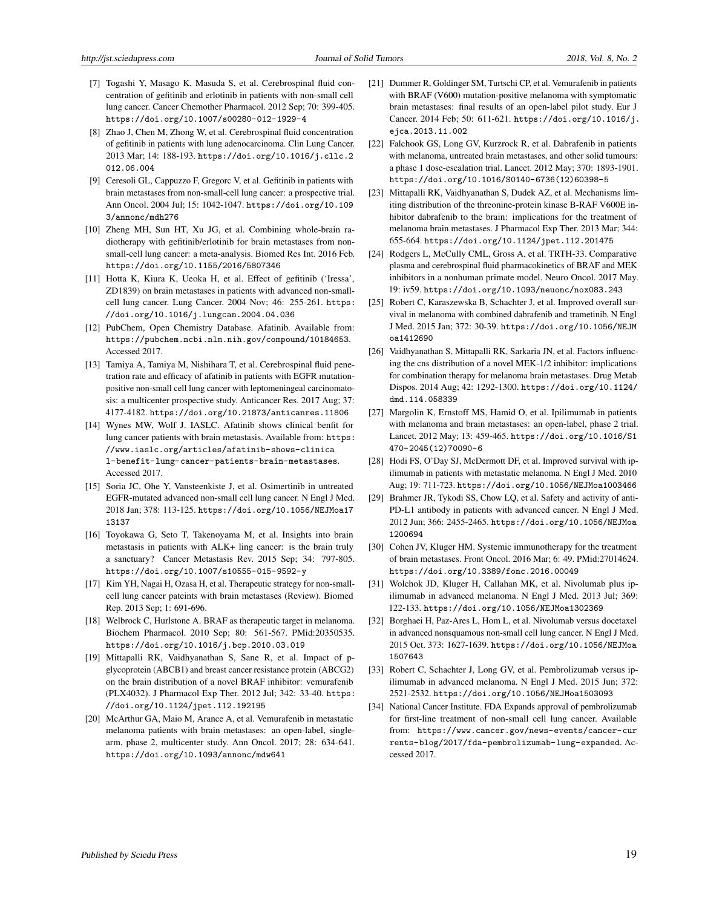[7] Togashi Y, Masago K, Masuda S, et al. Cerebrospinal fluid concentration of gefitinib and erlotinib in patients with non-small cell lung cancer. Cancer Chemother Pharmacol. 2012 Sep; 70: 399-405. https://doi.org/10.1007/s00280-012-1929-4

[8] Zhao J, Chen M, Zhong W, et al. Cerebrospinal fluid concentration of gefitinib in patients with lung adenocarcinoma. Clin Lung Cancer. 2013 Mar; 14: 188-193. https://doi.org/10.1016/j.cllc.2012.06.004

[9] Ceresoli GL, Cappuzzo F, Gregorc V, et al. Gefitinib in patients with brain metastases from non-small-cell lung cancer: a prospective trial. Ann Oncol. 2004 Jul; 15: 1042-1047. https://doi.org/10.1093/annonc/mdh276

[10] Zheng MH, Sun HT, Xu JG, et al. Combining whole-brain radiotherapy with gefitinib/erlotinib for brain metastases from non-small-cell lung cancer: a meta-analysis. Biomed Res Int. 2016 Feb. https://doi.org/10.1155/2016/5807346

[11] Hotta K, Kiura K, Ueoka H, et al. Effect of gefitinib ('Iressa', ZD1839) on brain metastases in patients with advanced non-small-cell lung cancer. Lung Cancer. 2004 Nov; 46: 255-261. https://doi.org/10.1016/j.lungcan.2004.04.036

[12] PubChem, Open Chemistry Database. Afatinib. Available from: https://pubchem.ncbi.nlm.nih.gov/compound/10184653. Accessed 2017.

[13] Tamiya A, Tamiya M, Nishihara T, et al. Cerebrospinal fluid penetration rate and efficacy of afatinib in patients with EGFR mutation-positive non-small cell lung cancer with leptomeningeal carcinomatosis: a multicenter prospective study. Anticancer Res. 2017 Aug; 37: 4177-4182. https://doi.org/10.21873/anticanres.11806

[14] Wynes MW, Wolf J. IASLC. Afatinib shows clinical benfit for lung cancer patients with brain metastasis. Available from: https://www.iaslc.org/articles/afatinib-shows-clinical-benefit-lung-cancer-patients-brain-metastases. Accessed 2017.

[15] Soria JC, Ohe Y, Vansteenkiste J, et al. Osimertinib in untreated EGFR-mutated advanced non-small cell lung cancer. N Engl J Med. 2018 Jan; 378: 113-125. https://doi.org/10.1056/NEJMoa1713137

[16] Toyokawa G, Seto T, Takenoyama M, et al. Insights into brain metastasis in patients with ALK+ ling cancer: is the brain truly a sanctuary? Cancer Metastasis Rev. 2015 Sep; 34: 797-805. https://doi.org/10.1007/s10555-015-9592-y

[17] Kim YH, Nagai H, Ozasa H, et al. Therapeutic strategy for non-small-cell lung cancer pateints with brain metastases (Review). Biomed Rep. 2013 Sep; 1: 691-696.

[18] Welbrock C, Hurlstone A. BRAF as therapeutic target in melanoma. Biochem Pharmacol. 2010 Sep; 80: 561-567. PMid:20350535. https://doi.org/10.1016/j.bcp.2010.03.019

[19] Mittapalli RK, Vaidhyanathan S, Sane R, et al. Impact of p-glycoprotein (ABCB1) and breast cancer resistance protein (ABCG2) on the brain distribution of a novel BRAF inhibitor: vemurafenib (PLX4032). J Pharmacol Exp Ther. 2012 Jul; 342: 33-40. https://doi.org/10.1124/jpet.112.192195

[20] McArthur GA, Maio M, Arance A, et al. Vemurafenib in metastatic melanoma patients with brain metastases: an open-label, single-arm, phase 2, multicenter study. Ann Oncol. 2017; 28: 634-641. https://doi.org/10.1093/annonc/mdw641

[21] Dummer R, Goldinger SM, Turtschi CP, et al. Vemurafenib in patients with BRAF (V600) mutation-positive melanoma with symptomatic brain metastases: final results of an open-label pilot study. Eur J Cancer. 2014 Feb; 50: 611-621. https://doi.org/10.1016/j.ejca.2013.11.002

[22] Falchook GS, Long GV, Kurzrock R, et al. Dabrafenib in patients with melanoma, untreated brain metastases, and other solid tumours: a phase 1 dose-escalation trial. Lancet. 2012 May; 370: 1893-1901. https://doi.org/10.1016/S0140-6736(12)60398-5

[23] Mittapalli RK, Vaidhyanathan S, Dudek AZ, et al. Mechanisms limiting distribution of the threonine-protein kinase B-RAF V600E inhibitor dabrafenib to the brain: implications for the treatment of melanoma brain metastases. J Pharmacol Exp Ther. 2013 Mar; 344: 655-664. https://doi.org/10.1124/jpet.112.201475

[24] Rodgers L, McCully CML, Gross A, et al. TRTH-33. Comparative plasma and cerebrospinal fluid pharmacokinetics of BRAF and MEK inhibitors in a nonhuman primate model. Neuro Oncol. 2017 May. 19: iv59. https://doi.org/10.1093/neuonc/nox083.243

[25] Robert C, Karaszewska B, Schachter J, et al. Improved overall survival in melanoma with combined dabrafenib and trametinib. N Engl J Med. 2015 Jan; 372: 30-39. https://doi.org/10.1056/NEJMoa1412690

[26] Vaidhyanathan S, Mittapalli RK, Sarkaria JN, et al. Factors influencing the cns distribution of a novel MEK-1/2 inhibitor: implications for combination therapy for melanoma brain metastases. Drug Metab Dispos. 2014 Aug; 42: 1292-1300. https://doi.org/10.1124/dmd.114.058339

[27] Margolin K, Ernstoff MS, Hamid O, et al. Ipilimumab in patients with melanoma and brain metastases: an open-label, phase 2 trial. Lancet. 2012 May; 13: 459-465. https://doi.org/10.1016/S1470-2045(12)70090-6

[28] Hodi FS, O'Day SJ, McDermott DF, et al. Improved survival with ipilimumab in patients with metastatic melanoma. N Engl J Med. 2010 Aug; 19: 711-723. https://doi.org/10.1056/NEJMoa1003466

[29] Brahmer JR, Tykodi SS, Chow LQ, et al. Safety and activity of anti-PD-L1 antibody in patients with advanced cancer. N Engl J Med. 2012 Jun; 366: 2455-2465. https://doi.org/10.1056/NEJMoa1200694

[30] Cohen JV, Kluger HM. Systemic immunotherapy for the treatment of brain metastases. Front Oncol. 2016 Mar; 6: 49. PMid:27014624. https://doi.org/10.3389/fonc.2016.00049

[31] Wolchok JD, Kluger H, Callahan MK, et al. Nivolumab plus ipilimumab in advanced melanoma. N Engl J Med. 2013 Jul; 369: 122-133. https://doi.org/10.1056/NEJMoa1302369

[32] Borghaei H, Paz-Ares L, Hom L, et al. Nivolumab versus docetaxel in advanced nonsquamous non-small cell lung cancer. N Engl J Med. 2015 Oct. 373: 1627-1639. https://doi.org/10.1056/NEJMoa1507643

[33] Robert C, Schachter J, Long GV, et al. Pembrolizumab versus ipilimumab in advanced melanoma. N Engl J Med. 2015 Jun; 372: 2521-2532. https://doi.org/10.1056/NEJMoa1503093

[34] National Cancer Institute. FDA Expands approval of pembrolizumab for first-line treatment of non-small cell lung cancer. Available from: https://www.cancer.gov/news-events/cancer-currents-blog/2017/fda-pembrolizumab-lung-expanded. Accessed 2017.